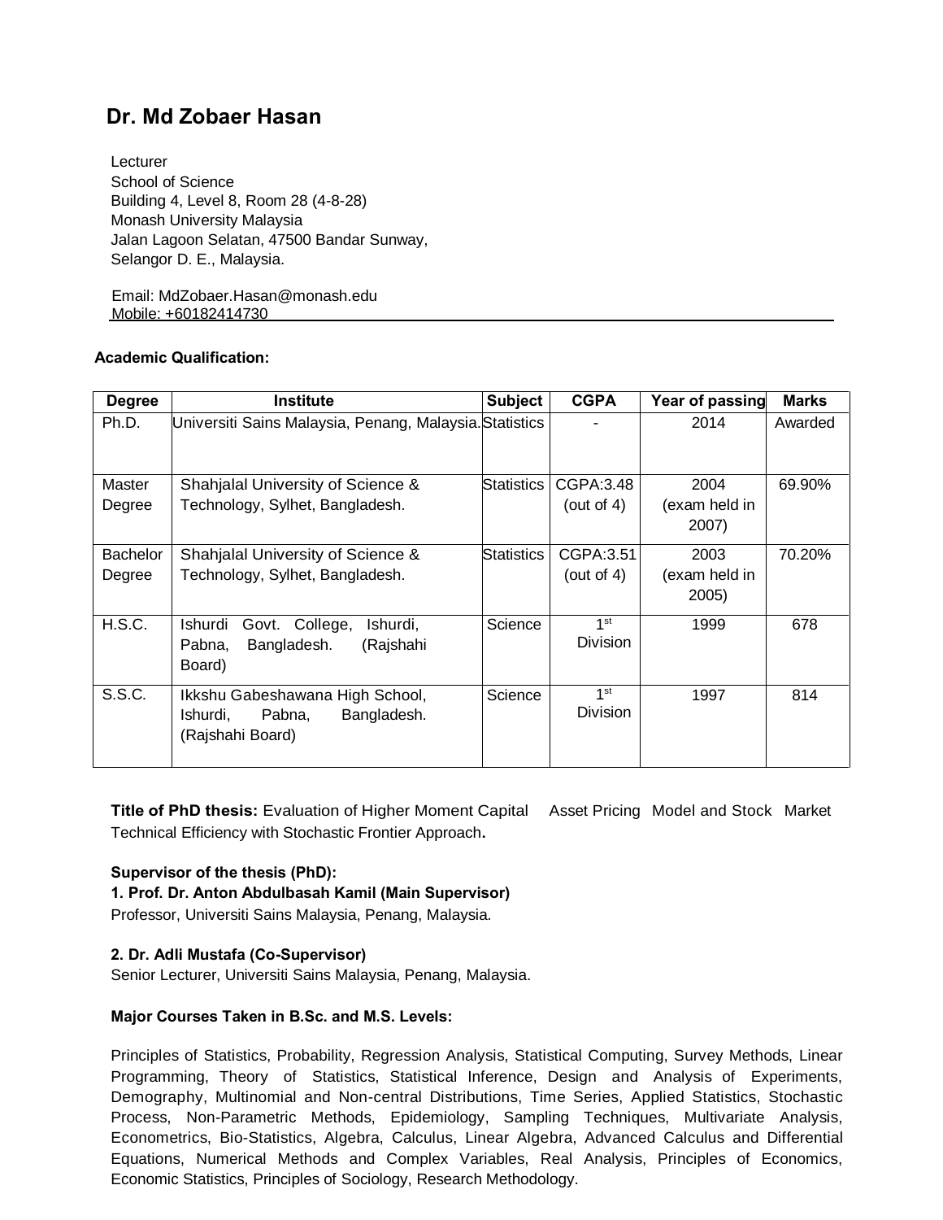# Dr. Md Zobaer Hasan

Lecturer
School of Science
Building 4, Level 8, Room 28 (4-8-28)
Monash University Malaysia
Jalan Lagoon Selatan, 47500 Bandar Sunway,
Selangor D. E., Malaysia.

Email: MdZobaer.Hasan@monash.edu
Mobile: +60182414730

**Academic Qualification:**

| Degree | Institute | Subject | CGPA | Year of passing | Marks |
|---|---|---|---|---|---|
| Ph.D. | Universiti Sains Malaysia, Penang, Malaysia. | Statistics | - | 2014 | Awarded |
| Master Degree | Shahjalal University of Science & Technology, Sylhet, Bangladesh. | Statistics | CGPA:3.48 (out of 4) | 2004 (exam held in 2007) | 69.90% |
| Bachelor Degree | Shahjalal University of Science & Technology, Sylhet, Bangladesh. | Statistics | CGPA:3.51 (out of 4) | 2003 (exam held in 2005) | 70.20% |
| H.S.C. | Ishurdi Govt. College, Ishurdi, Pabna, Bangladesh. (Rajshahi Board) | Science | 1st Division | 1999 | 678 |
| S.S.C. | Ikkshu Gabeshawana High School, Ishurdi, Pabna, Bangladesh. (Rajshahi Board) | Science | 1st Division | 1997 | 814 |

**Title of PhD thesis:** Evaluation of Higher Moment Capital Asset Pricing Model and Stock Market Technical Efficiency with Stochastic Frontier Approach**.**

**Supervisor of the thesis (PhD):**

**1. Prof. Dr. Anton Abdulbasah Kamil (Main Supervisor)**
Professor, Universiti Sains Malaysia, Penang, Malaysia.

**2. Dr. Adli Mustafa (Co-Supervisor)**
Senior Lecturer, Universiti Sains Malaysia, Penang, Malaysia.

**Major Courses Taken in B.Sc. and M.S. Levels:**

Principles of Statistics, Probability, Regression Analysis, Statistical Computing, Survey Methods, Linear Programming, Theory of Statistics, Statistical Inference, Design and Analysis of Experiments, Demography, Multinomial and Non-central Distributions, Time Series, Applied Statistics, Stochastic Process, Non-Parametric Methods, Epidemiology, Sampling Techniques, Multivariate Analysis, Econometrics, Bio-Statistics, Algebra, Calculus, Linear Algebra, Advanced Calculus and Differential Equations, Numerical Methods and Complex Variables, Real Analysis, Principles of Economics, Economic Statistics, Principles of Sociology, Research Methodology.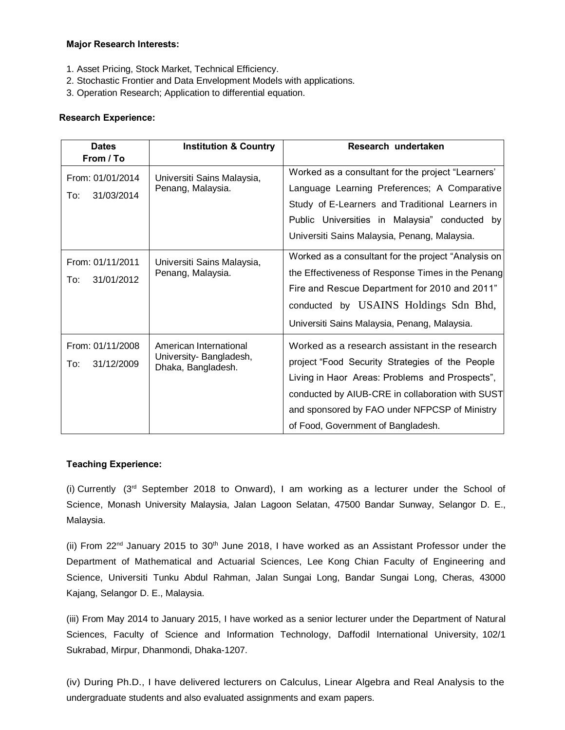**Major Research Interests:**

1. Asset Pricing, Stock Market, Technical Efficiency.
2. Stochastic Frontier and Data Envelopment Models with applications.
3. Operation Research; Application to differential equation.

**Research Experience:**

| Dates From / To | Institution & Country | Research undertaken |
|---|---|---|
| From: 01/01/2014 To: 31/03/2014 | Universiti Sains Malaysia, Penang, Malaysia. | Worked as a consultant for the project "Learners' Language Learning Preferences; A Comparative Study of E-Learners and Traditional Learners in Public Universities in Malaysia" conducted by Universiti Sains Malaysia, Penang, Malaysia. |
| From: 01/11/2011 To: 31/01/2012 | Universiti Sains Malaysia, Penang, Malaysia. | Worked as a consultant for the project "Analysis on the Effectiveness of Response Times in the Penang Fire and Rescue Department for 2010 and 2011" conducted by USAINS Holdings Sdn Bhd, Universiti Sains Malaysia, Penang, Malaysia. |
| From: 01/11/2008 To: 31/12/2009 | American International University- Bangladesh, Dhaka, Bangladesh. | Worked as a research assistant in the research project "Food Security Strategies of the People Living in Haor Areas: Problems and Prospects", conducted by AIUB-CRE in collaboration with SUST and sponsored by FAO under NFPCSP of Ministry of Food, Government of Bangladesh. |

**Teaching Experience:**

(i) Currently (3rd September 2018 to Onward), I am working as a lecturer under the School of Science, Monash University Malaysia, Jalan Lagoon Selatan, 47500 Bandar Sunway, Selangor D. E., Malaysia.

(ii) From 22nd January 2015 to 30th June 2018, I have worked as an Assistant Professor under the Department of Mathematical and Actuarial Sciences, Lee Kong Chian Faculty of Engineering and Science, Universiti Tunku Abdul Rahman, Jalan Sungai Long, Bandar Sungai Long, Cheras, 43000 Kajang, Selangor D. E., Malaysia.

(iii) From May 2014 to January 2015, I have worked as a senior lecturer under the Department of Natural Sciences, Faculty of Science and Information Technology, Daffodil International University, 102/1 Sukrabad, Mirpur, Dhanmondi, Dhaka-1207.

(iv) During Ph.D., I have delivered lecturers on Calculus, Linear Algebra and Real Analysis to the undergraduate students and also evaluated assignments and exam papers.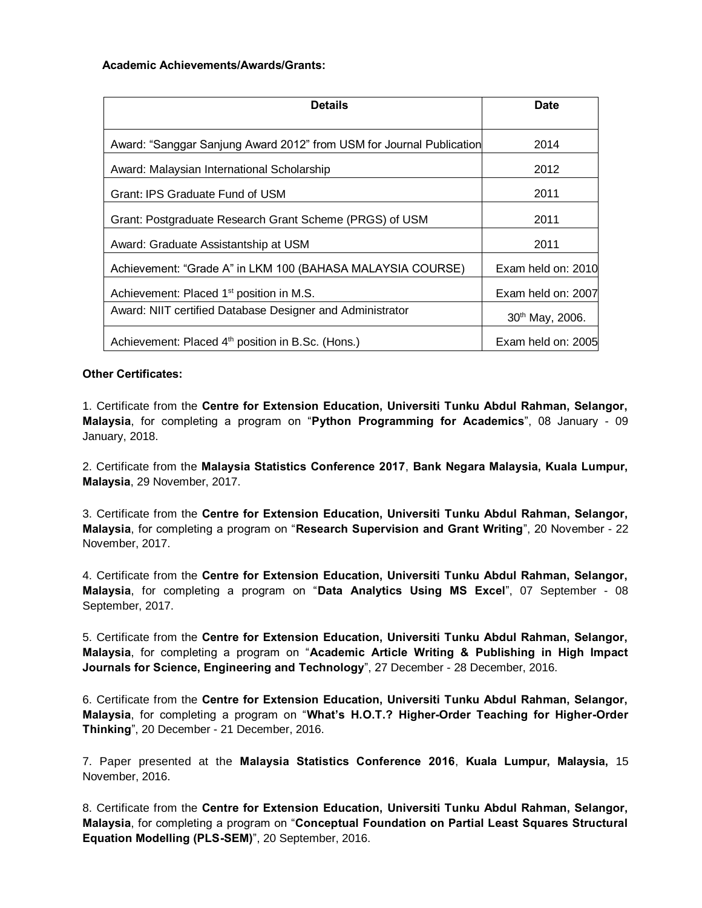**Academic Achievements/Awards/Grants:**

| Details | Date |
|---|---|
| Award: “Sanggar Sanjung Award 2012” from USM for Journal Publication | 2014 |
| Award: Malaysian International Scholarship | 2012 |
| Grant: IPS Graduate Fund of USM | 2011 |
| Grant: Postgraduate Research Grant Scheme (PRGS) of USM | 2011 |
| Award: Graduate Assistantship at USM | 2011 |
| Achievement: “Grade A” in LKM 100 (BAHASA MALAYSIA COURSE) | Exam held on: 2010 |
| Achievement: Placed 1st position in M.S. | Exam held on: 2007 |
| Award: NIIT certified Database Designer and Administrator | 30th May, 2006. |
| Achievement: Placed 4th position in B.Sc. (Hons.) | Exam held on: 2005 |

**Other Certificates:**

1. Certificate from the **Centre for Extension Education, Universiti Tunku Abdul Rahman, Selangor, Malaysia**, for completing a program on “**Python Programming for Academics**”, 08 January - 09 January, 2018.

2. Certificate from the **Malaysia Statistics Conference 2017**, **Bank Negara Malaysia, Kuala Lumpur, Malaysia**, 29 November, 2017.

3. Certificate from the **Centre for Extension Education, Universiti Tunku Abdul Rahman, Selangor, Malaysia**, for completing a program on “**Research Supervision and Grant Writing**”, 20 November - 22 November, 2017.

4. Certificate from the **Centre for Extension Education, Universiti Tunku Abdul Rahman, Selangor, Malaysia**, for completing a program on “**Data Analytics Using MS Excel**”, 07 September - 08 September, 2017.

5. Certificate from the **Centre for Extension Education, Universiti Tunku Abdul Rahman, Selangor, Malaysia**, for completing a program on “**Academic Article Writing & Publishing in High Impact Journals for Science, Engineering and Technology**”, 27 December - 28 December, 2016.

6. Certificate from the **Centre for Extension Education, Universiti Tunku Abdul Rahman, Selangor, Malaysia**, for completing a program on “**What’s H.O.T.? Higher-Order Teaching for Higher-Order Thinking**”, 20 December - 21 December, 2016.

7. Paper presented at the **Malaysia Statistics Conference 2016**, **Kuala Lumpur, Malaysia,** 15 November, 2016.

8. Certificate from the **Centre for Extension Education, Universiti Tunku Abdul Rahman, Selangor, Malaysia**, for completing a program on “**Conceptual Foundation on Partial Least Squares Structural Equation Modelling (PLS-SEM)**”, 20 September, 2016.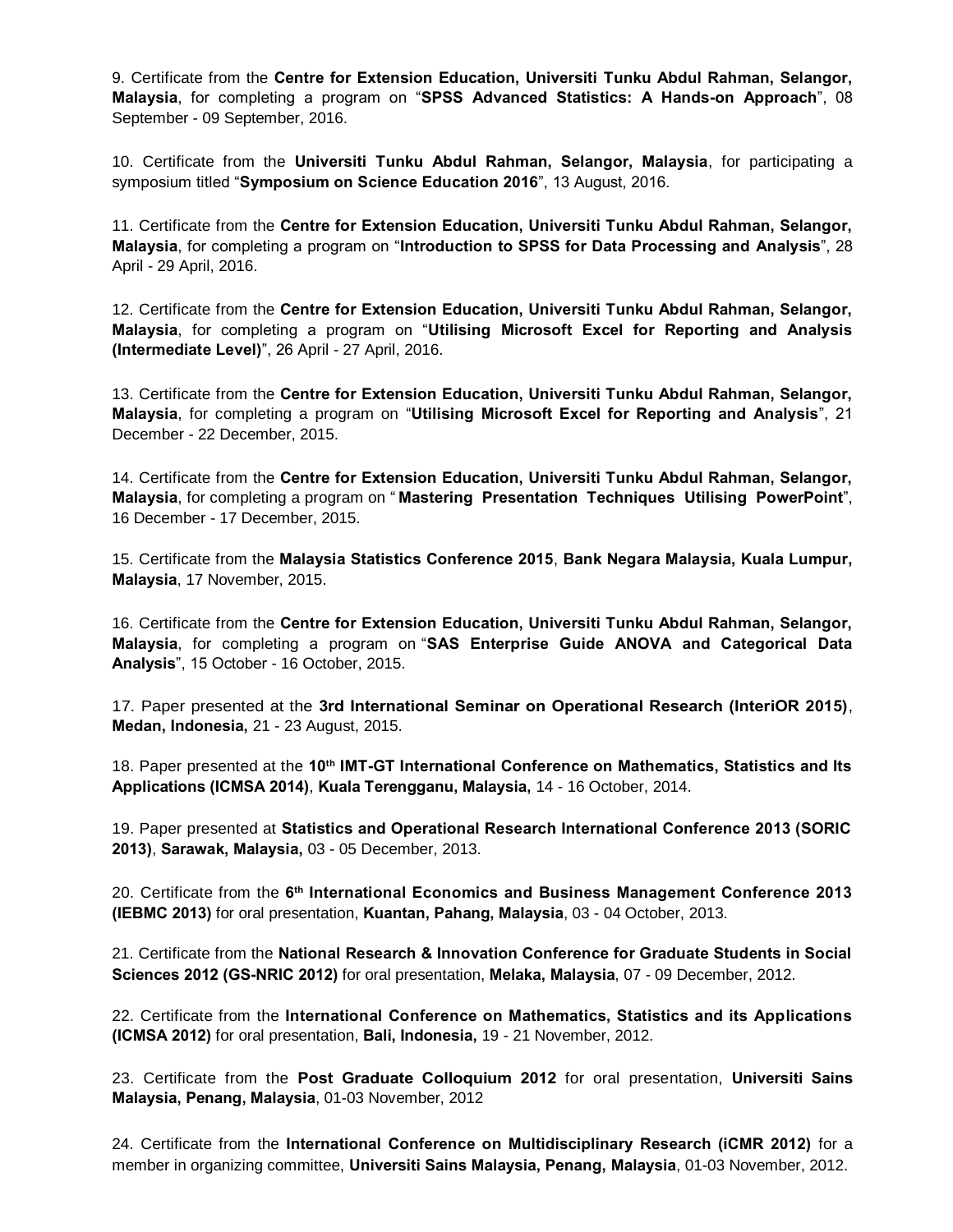9. Certificate from the **Centre for Extension Education, Universiti Tunku Abdul Rahman, Selangor, Malaysia**, for completing a program on "**SPSS Advanced Statistics: A Hands-on Approach**", 08 September - 09 September, 2016.

10. Certificate from the **Universiti Tunku Abdul Rahman, Selangor, Malaysia**, for participating a symposium titled "**Symposium on Science Education 2016**", 13 August, 2016.

11. Certificate from the **Centre for Extension Education, Universiti Tunku Abdul Rahman, Selangor, Malaysia**, for completing a program on "**Introduction to SPSS for Data Processing and Analysis**", 28 April - 29 April, 2016.

12. Certificate from the **Centre for Extension Education, Universiti Tunku Abdul Rahman, Selangor, Malaysia**, for completing a program on "**Utilising Microsoft Excel for Reporting and Analysis (Intermediate Level)**", 26 April - 27 April, 2016.

13. Certificate from the **Centre for Extension Education, Universiti Tunku Abdul Rahman, Selangor, Malaysia**, for completing a program on "**Utilising Microsoft Excel for Reporting and Analysis**", 21 December - 22 December, 2015.

14. Certificate from the **Centre for Extension Education, Universiti Tunku Abdul Rahman, Selangor, Malaysia**, for completing a program on "**Mastering Presentation Techniques Utilising PowerPoint**", 16 December - 17 December, 2015.

15. Certificate from the **Malaysia Statistics Conference 2015**, **Bank Negara Malaysia, Kuala Lumpur, Malaysia**, 17 November, 2015.

16. Certificate from the **Centre for Extension Education, Universiti Tunku Abdul Rahman, Selangor, Malaysia**, for completing a program on "**SAS Enterprise Guide ANOVA and Categorical Data Analysis**", 15 October - 16 October, 2015.

17. Paper presented at the **3rd International Seminar on Operational Research (InteriOR 2015)**, **Medan, Indonesia,** 21 - 23 August, 2015.

18. Paper presented at the **10th IMT-GT International Conference on Mathematics, Statistics and Its Applications (ICMSA 2014)**, **Kuala Terengganu, Malaysia,** 14 - 16 October, 2014.

19. Paper presented at **Statistics and Operational Research International Conference 2013 (SORIC 2013)**, **Sarawak, Malaysia,** 03 - 05 December, 2013.

20. Certificate from the **6th International Economics and Business Management Conference 2013 (IEBMC 2013)** for oral presentation, **Kuantan, Pahang, Malaysia**, 03 - 04 October, 2013.

21. Certificate from the **National Research & Innovation Conference for Graduate Students in Social Sciences 2012 (GS-NRIC 2012)** for oral presentation, **Melaka, Malaysia**, 07 - 09 December, 2012.

22. Certificate from the **International Conference on Mathematics, Statistics and its Applications (ICMSA 2012)** for oral presentation, **Bali, Indonesia,** 19 - 21 November, 2012.

23. Certificate from the **Post Graduate Colloquium 2012** for oral presentation, **Universiti Sains Malaysia, Penang, Malaysia**, 01-03 November, 2012

24. Certificate from the **International Conference on Multidisciplinary Research (iCMR 2012)** for a member in organizing committee, **Universiti Sains Malaysia, Penang, Malaysia**, 01-03 November, 2012.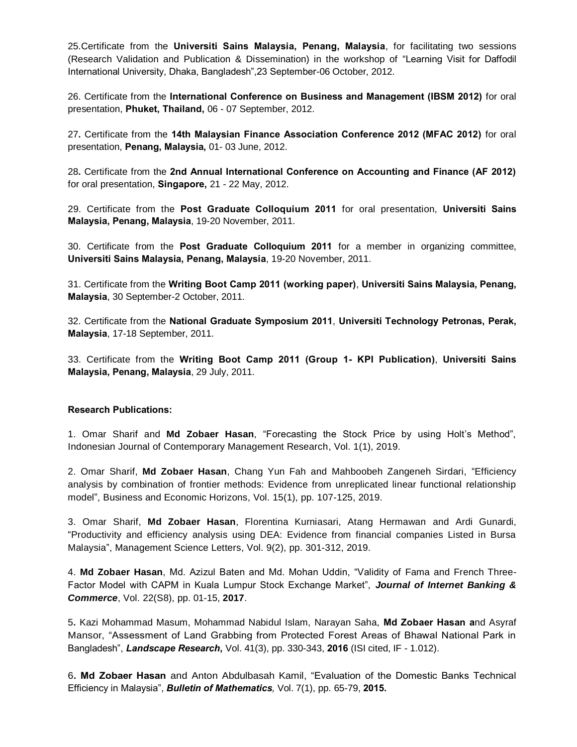25.Certificate from the **Universiti Sains Malaysia, Penang, Malaysia**, for facilitating two sessions (Research Validation and Publication & Dissemination) in the workshop of "Learning Visit for Daffodil International University, Dhaka, Bangladesh",23 September-06 October, 2012.

26. Certificate from the **International Conference on Business and Management (IBSM 2012)** for oral presentation, **Phuket, Thailand,** 06 - 07 September, 2012.

27**.** Certificate from the **14th Malaysian Finance Association Conference 2012 (MFAC 2012)** for oral presentation, **Penang, Malaysia,** 01- 03 June, 2012.

28**.** Certificate from the **2nd Annual International Conference on Accounting and Finance (AF 2012)** for oral presentation, **Singapore,** 21 - 22 May, 2012.

29. Certificate from the **Post Graduate Colloquium 2011** for oral presentation, **Universiti Sains Malaysia, Penang, Malaysia**, 19-20 November, 2011.

30. Certificate from the **Post Graduate Colloquium 2011** for a member in organizing committee, **Universiti Sains Malaysia, Penang, Malaysia**, 19-20 November, 2011.

31. Certificate from the **Writing Boot Camp 2011 (working paper)**, **Universiti Sains Malaysia, Penang, Malaysia**, 30 September-2 October, 2011.

32. Certificate from the **National Graduate Symposium 2011**, **Universiti Technology Petronas, Perak, Malaysia**, 17-18 September, 2011.

33. Certificate from the **Writing Boot Camp 2011 (Group 1- KPI Publication)**, **Universiti Sains Malaysia, Penang, Malaysia**, 29 July, 2011.

**Research Publications:**

1. Omar Sharif and **Md Zobaer Hasan**, "Forecasting the Stock Price by using Holt's Method", Indonesian Journal of Contemporary Management Research, Vol. 1(1), 2019.

2. Omar Sharif, **Md Zobaer Hasan**, Chang Yun Fah and Mahboobeh Zangeneh Sirdari, "Efficiency analysis by combination of frontier methods: Evidence from unreplicated linear functional relationship model", Business and Economic Horizons, Vol. 15(1), pp. 107-125, 2019.

3. Omar Sharif, **Md Zobaer Hasan**, Florentina Kurniasari, Atang Hermawan and Ardi Gunardi, "Productivity and efficiency analysis using DEA: Evidence from financial companies Listed in Bursa Malaysia", Management Science Letters, Vol. 9(2), pp. 301-312, 2019.

4. **Md Zobaer Hasan**, Md. Azizul Baten and Md. Mohan Uddin, "Validity of Fama and French Three-Factor Model with CAPM in Kuala Lumpur Stock Exchange Market", ***Journal of Internet Banking & Commerce***, Vol. 22(S8), pp. 01-15, **2017**.

5**.** Kazi Mohammad Masum, Mohammad Nabidul Islam, Narayan Saha, **Md Zobaer Hasan a**nd Asyraf Mansor, "Assessment of Land Grabbing from Protected Forest Areas of Bhawal National Park in Bangladesh", ***Landscape Research***, Vol. 41(3), pp. 330-343, **2016** (ISI cited, IF - 1.012).

6**. Md Zobaer Hasan** and Anton Abdulbasah Kamil, "Evaluation of the Domestic Banks Technical Efficiency in Malaysia", ***Bulletin of Mathematics****,* Vol. 7(1), pp. 65-79, **2015.**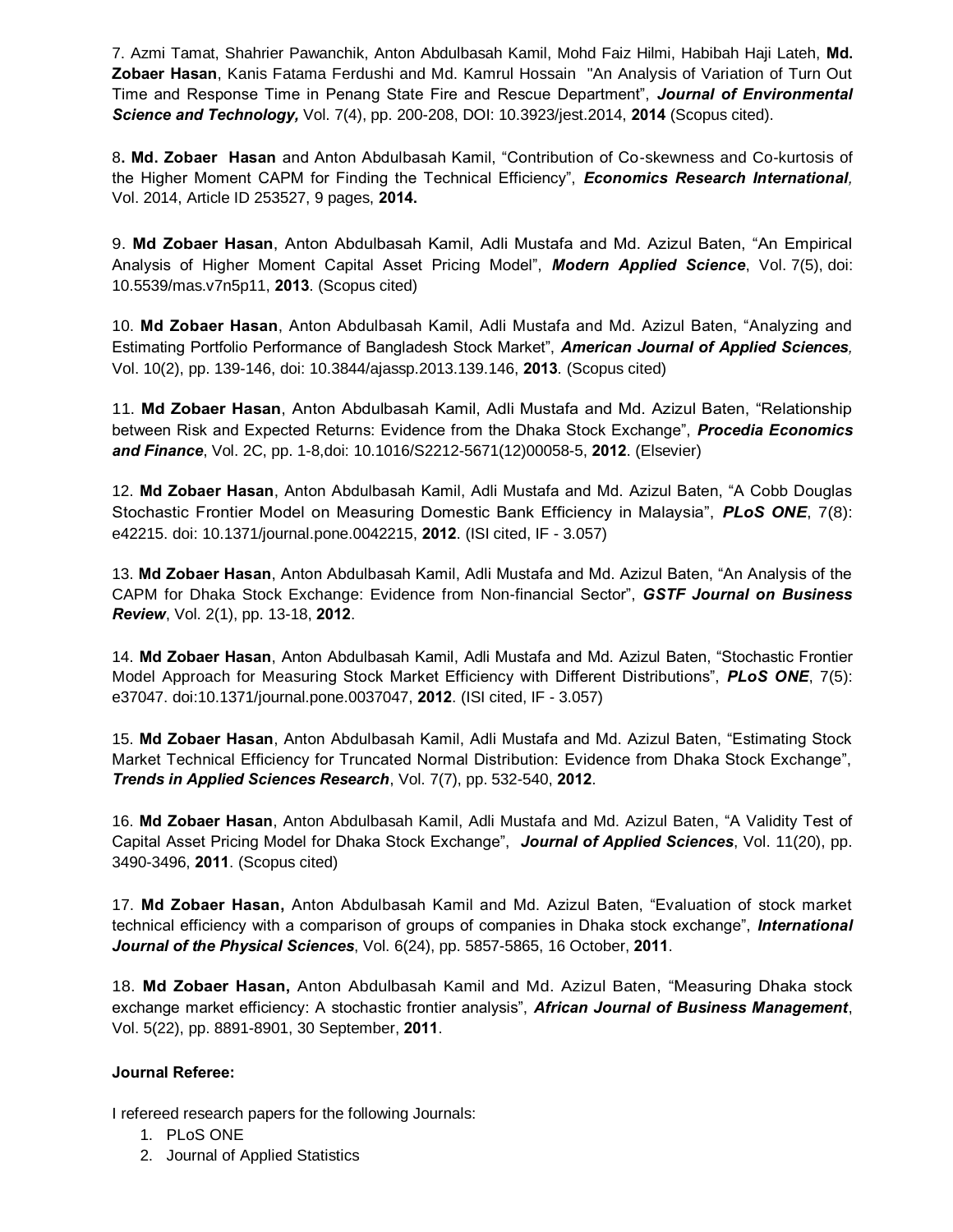7. Azmi Tamat, Shahrier Pawanchik, Anton Abdulbasah Kamil, Mohd Faiz Hilmi, Habibah Haji Lateh, **Md. Zobaer Hasan**, Kanis Fatama Ferdushi and Md. Kamrul Hossain "An Analysis of Variation of Turn Out Time and Response Time in Penang State Fire and Rescue Department", ***Journal of Environmental Science and Technology,*** Vol. 7(4), pp. 200-208, DOI: 10.3923/jest.2014, **2014** (Scopus cited).

8**. Md. Zobaer Hasan** and Anton Abdulbasah Kamil, "Contribution of Co-skewness and Co-kurtosis of the Higher Moment CAPM for Finding the Technical Efficiency", ***Economics Research International,*** Vol. 2014, Article ID 253527, 9 pages, **2014.**

9. **Md Zobaer Hasan**, Anton Abdulbasah Kamil, Adli Mustafa and Md. Azizul Baten, "An Empirical Analysis of Higher Moment Capital Asset Pricing Model", ***Modern Applied Science***, Vol. 7(5), doi: 10.5539/mas.v7n5p11, **2013**. (Scopus cited)

10. **Md Zobaer Hasan**, Anton Abdulbasah Kamil, Adli Mustafa and Md. Azizul Baten, "Analyzing and Estimating Portfolio Performance of Bangladesh Stock Market", ***American Journal of Applied Sciences,*** Vol. 10(2), pp. 139-146, doi: 10.3844/ajassp.2013.139.146, **2013**. (Scopus cited)

11. **Md Zobaer Hasan**, Anton Abdulbasah Kamil, Adli Mustafa and Md. Azizul Baten, "Relationship between Risk and Expected Returns: Evidence from the Dhaka Stock Exchange", ***Procedia Economics and Finance***, Vol. 2C, pp. 1-8,doi: 10.1016/S2212-5671(12)00058-5, **2012**. (Elsevier)

12. **Md Zobaer Hasan**, Anton Abdulbasah Kamil, Adli Mustafa and Md. Azizul Baten, "A Cobb Douglas Stochastic Frontier Model on Measuring Domestic Bank Efficiency in Malaysia", ***PLoS ONE***, 7(8): e42215. doi: 10.1371/journal.pone.0042215, **2012**. (ISI cited, IF - 3.057)

13. **Md Zobaer Hasan**, Anton Abdulbasah Kamil, Adli Mustafa and Md. Azizul Baten, "An Analysis of the CAPM for Dhaka Stock Exchange: Evidence from Non-financial Sector", ***GSTF Journal on Business Review***, Vol. 2(1), pp. 13-18, **2012**.

14. **Md Zobaer Hasan**, Anton Abdulbasah Kamil, Adli Mustafa and Md. Azizul Baten, "Stochastic Frontier Model Approach for Measuring Stock Market Efficiency with Different Distributions", ***PLoS ONE***, 7(5): e37047. doi:10.1371/journal.pone.0037047, **2012**. (ISI cited, IF - 3.057)

15. **Md Zobaer Hasan**, Anton Abdulbasah Kamil, Adli Mustafa and Md. Azizul Baten, "Estimating Stock Market Technical Efficiency for Truncated Normal Distribution: Evidence from Dhaka Stock Exchange", ***Trends in Applied Sciences Research***, Vol. 7(7), pp. 532-540, **2012**.

16. **Md Zobaer Hasan**, Anton Abdulbasah Kamil, Adli Mustafa and Md. Azizul Baten, "A Validity Test of Capital Asset Pricing Model for Dhaka Stock Exchange", ***Journal of Applied Sciences***, Vol. 11(20), pp. 3490-3496, **2011**. (Scopus cited)

17. **Md Zobaer Hasan,** Anton Abdulbasah Kamil and Md. Azizul Baten, "Evaluation of stock market technical efficiency with a comparison of groups of companies in Dhaka stock exchange", ***International Journal of the Physical Sciences***, Vol. 6(24), pp. 5857-5865, 16 October, **2011**.

18. **Md Zobaer Hasan,** Anton Abdulbasah Kamil and Md. Azizul Baten, "Measuring Dhaka stock exchange market efficiency: A stochastic frontier analysis", ***African Journal of Business Management***, Vol. 5(22), pp. 8891-8901, 30 September, **2011**.

**Journal Referee:**

I refereed research papers for the following Journals:

1. PLoS ONE
2. Journal of Applied Statistics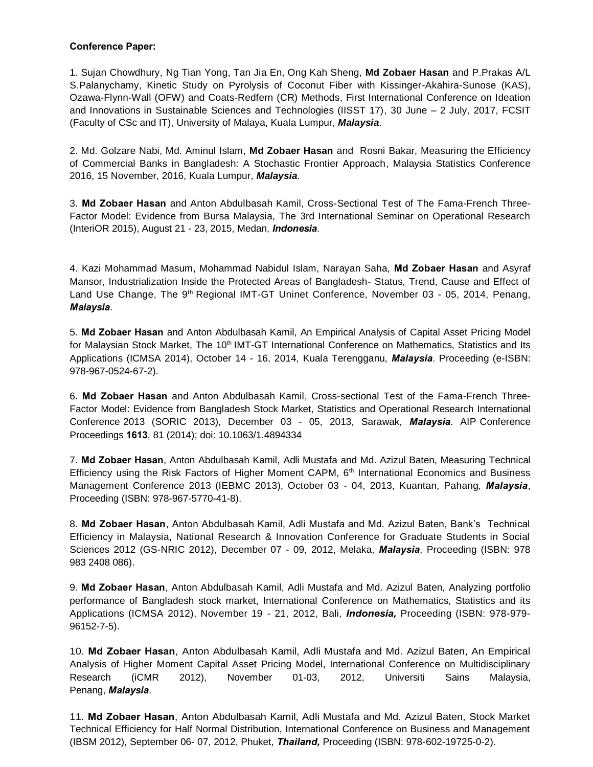**Conference Paper:**

1. Sujan Chowdhury, Ng Tian Yong, Tan Jia En, Ong Kah Sheng, **Md Zobaer Hasan** and P.Prakas A/L S.Palanychamy, Kinetic Study on Pyrolysis of Coconut Fiber with Kissinger-Akahira-Sunose (KAS), Ozawa-Flynn-Wall (OFW) and Coats-Redfern (CR) Methods, First International Conference on Ideation and Innovations in Sustainable Sciences and Technologies (IISST 17), 30 June – 2 July, 2017, FCSIT (Faculty of CSc and IT), University of Malaya, Kuala Lumpur, ***Malaysia***.

2. Md. Golzare Nabi, Md. Aminul Islam, **Md Zobaer Hasan** and Rosni Bakar, Measuring the Efficiency of Commercial Banks in Bangladesh: A Stochastic Frontier Approach, Malaysia Statistics Conference 2016, 15 November, 2016, Kuala Lumpur, ***Malaysia***.

3. **Md Zobaer Hasan** and Anton Abdulbasah Kamil, Cross-Sectional Test of The Fama-French Three-Factor Model: Evidence from Bursa Malaysia, The 3rd International Seminar on Operational Research (InteriOR 2015), August 21 - 23, 2015, Medan, ***Indonesia***.

4. Kazi Mohammad Masum, Mohammad Nabidul Islam, Narayan Saha, **Md Zobaer Hasan** and Asyraf Mansor, Industrialization Inside the Protected Areas of Bangladesh- Status, Trend, Cause and Effect of Land Use Change, The 9th Regional IMT-GT Uninet Conference, November 03 - 05, 2014, Penang, ***Malaysia***.

5. **Md Zobaer Hasan** and Anton Abdulbasah Kamil, An Empirical Analysis of Capital Asset Pricing Model for Malaysian Stock Market, The 10th IMT-GT International Conference on Mathematics, Statistics and Its Applications (ICMSA 2014), October 14 - 16, 2014, Kuala Terengganu, ***Malaysia***. Proceeding (e-ISBN: 978-967-0524-67-2).

6. **Md Zobaer Hasan** and Anton Abdulbasah Kamil, Cross-sectional Test of the Fama-French Three-Factor Model: Evidence from Bangladesh Stock Market, Statistics and Operational Research International Conference 2013 (SORIC 2013), December 03 - 05, 2013, Sarawak, ***Malaysia***. AIP Conference Proceedings **1613**, 81 (2014); doi: 10.1063/1.4894334

7. **Md Zobaer Hasan**, Anton Abdulbasah Kamil, Adli Mustafa and Md. Azizul Baten, Measuring Technical Efficiency using the Risk Factors of Higher Moment CAPM, 6th International Economics and Business Management Conference 2013 (IEBMC 2013), October 03 - 04, 2013, Kuantan, Pahang, ***Malaysia***, Proceeding (ISBN: 978-967-5770-41-8).

8. **Md Zobaer Hasan**, Anton Abdulbasah Kamil, Adli Mustafa and Md. Azizul Baten, Bank's Technical Efficiency in Malaysia, National Research & Innovation Conference for Graduate Students in Social Sciences 2012 (GS-NRIC 2012), December 07 - 09, 2012, Melaka, ***Malaysia***, Proceeding (ISBN: 978 983 2408 086).

9. **Md Zobaer Hasan**, Anton Abdulbasah Kamil, Adli Mustafa and Md. Azizul Baten, Analyzing portfolio performance of Bangladesh stock market, International Conference on Mathematics, Statistics and its Applications (ICMSA 2012), November 19 - 21, 2012, Bali, ***Indonesia,*** Proceeding (ISBN: 978-979-96152-7-5).

10. **Md Zobaer Hasan**, Anton Abdulbasah Kamil, Adli Mustafa and Md. Azizul Baten, An Empirical Analysis of Higher Moment Capital Asset Pricing Model, International Conference on Multidisciplinary Research (iCMR 2012), November 01-03, 2012, Universiti Sains Malaysia, Penang, ***Malaysia***.

11. **Md Zobaer Hasan**, Anton Abdulbasah Kamil, Adli Mustafa and Md. Azizul Baten, Stock Market Technical Efficiency for Half Normal Distribution, International Conference on Business and Management (IBSM 2012), September 06- 07, 2012, Phuket, ***Thailand,*** Proceeding (ISBN: 978-602-19725-0-2).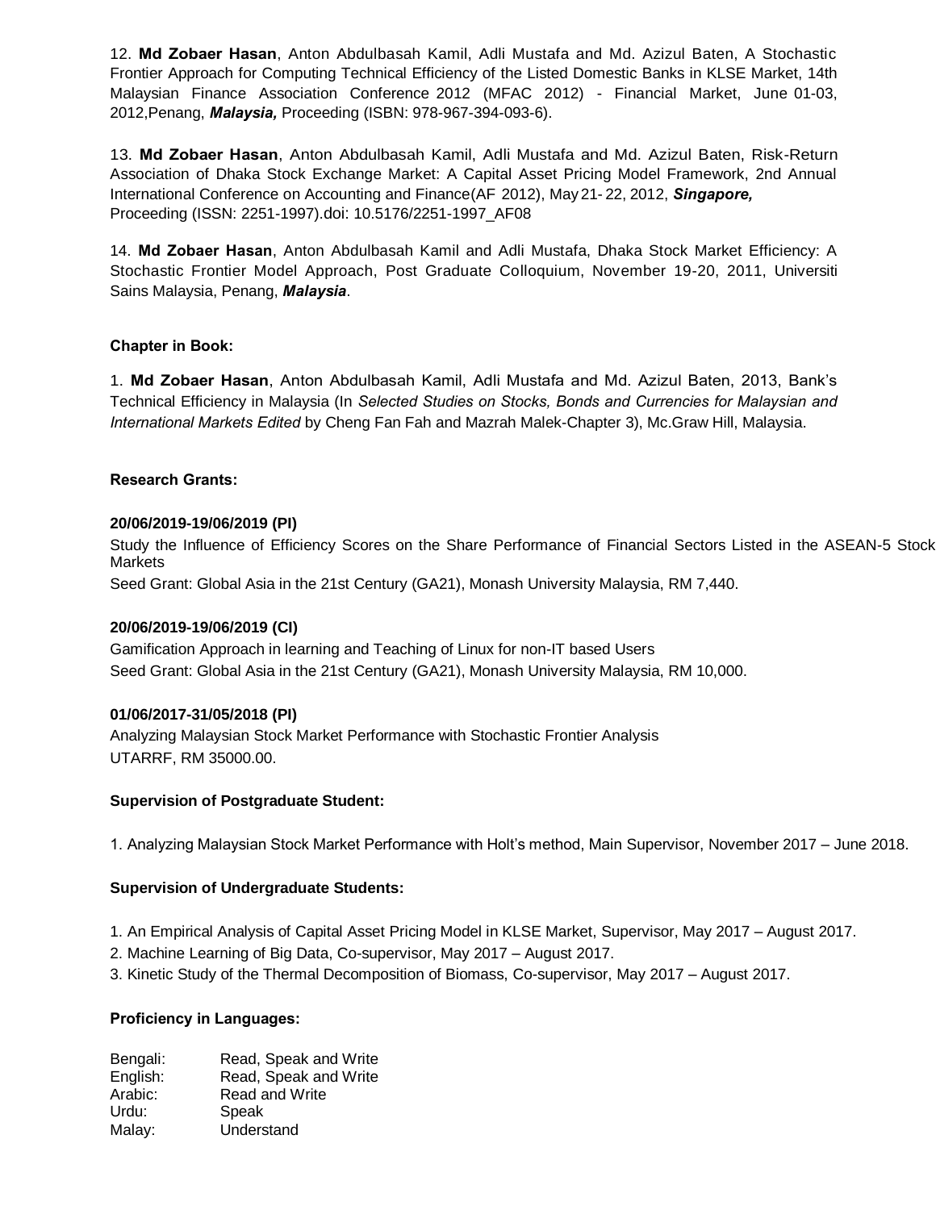12. **Md Zobaer Hasan**, Anton Abdulbasah Kamil, Adli Mustafa and Md. Azizul Baten, A Stochastic Frontier Approach for Computing Technical Efficiency of the Listed Domestic Banks in KLSE Market, 14th Malaysian Finance Association Conference 2012 (MFAC 2012) - Financial Market, June 01-03, 2012,Penang, ***Malaysia,*** Proceeding (ISBN: 978-967-394-093-6).

13. **Md Zobaer Hasan**, Anton Abdulbasah Kamil, Adli Mustafa and Md. Azizul Baten, Risk-Return Association of Dhaka Stock Exchange Market: A Capital Asset Pricing Model Framework, 2nd Annual International Conference on Accounting and Finance(AF 2012), May 21- 22, 2012, ***Singapore,*** Proceeding (ISSN: 2251-1997).doi: 10.5176/2251-1997_AF08

14. **Md Zobaer Hasan**, Anton Abdulbasah Kamil and Adli Mustafa, Dhaka Stock Market Efficiency: A Stochastic Frontier Model Approach, Post Graduate Colloquium, November 19-20, 2011, Universiti Sains Malaysia, Penang, ***Malaysia***.

**Chapter in Book:**

1. **Md Zobaer Hasan**, Anton Abdulbasah Kamil, Adli Mustafa and Md. Azizul Baten, 2013, Bank's Technical Efficiency in Malaysia (In *Selected Studies on Stocks, Bonds and Currencies for Malaysian and International Markets Edited* by Cheng Fan Fah and Mazrah Malek-Chapter 3), Mc.Graw Hill, Malaysia.

**Research Grants:**

**20/06/2019-19/06/2019 (PI)**
Study the Influence of Efficiency Scores on the Share Performance of Financial Sectors Listed in the ASEAN-5 Stock Markets
Seed Grant: Global Asia in the 21st Century (GA21), Monash University Malaysia, RM 7,440.

**20/06/2019-19/06/2019 (CI)**
Gamification Approach in learning and Teaching of Linux for non-IT based Users
Seed Grant: Global Asia in the 21st Century (GA21), Monash University Malaysia, RM 10,000.

**01/06/2017-31/05/2018 (PI)**
Analyzing Malaysian Stock Market Performance with Stochastic Frontier Analysis
UTARRF, RM 35000.00.

**Supervision of Postgraduate Student:**

1. Analyzing Malaysian Stock Market Performance with Holt's method, Main Supervisor, November 2017 – June 2018.

**Supervision of Undergraduate Students:**

1. An Empirical Analysis of Capital Asset Pricing Model in KLSE Market, Supervisor, May 2017 – August 2017.
2. Machine Learning of Big Data, Co-supervisor, May 2017 – August 2017.
3. Kinetic Study of the Thermal Decomposition of Biomass, Co-supervisor, May 2017 – August 2017.

**Proficiency in Languages:**

| | |
|---|---|
| Bengali: | Read, Speak and Write |
| English: | Read, Speak and Write |
| Arabic: | Read and Write |
| Urdu: | Speak |
| Malay: | Understand |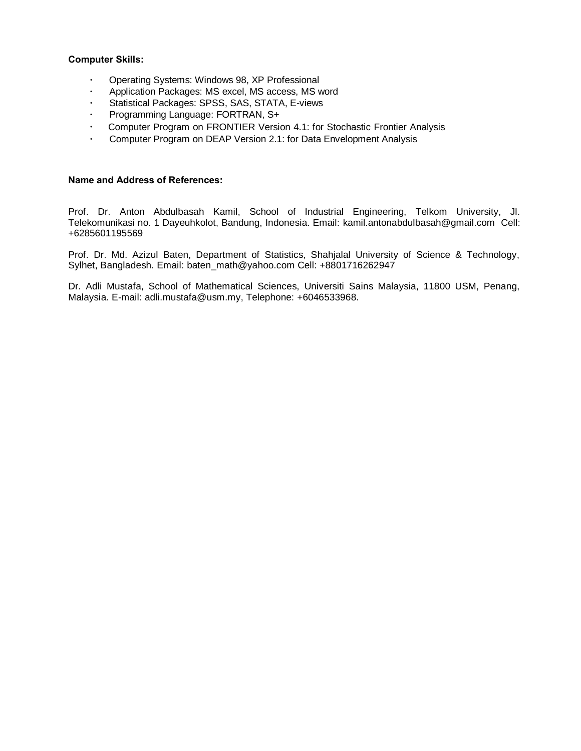**Computer Skills:**

- Operating Systems: Windows 98, XP Professional
- Application Packages: MS excel, MS access, MS word
- Statistical Packages: SPSS, SAS, STATA, E-views
- Programming Language: FORTRAN, S+
- Computer Program on FRONTIER Version 4.1: for Stochastic Frontier Analysis
- Computer Program on DEAP Version 2.1: for Data Envelopment Analysis

**Name and Address of References:**

Prof. Dr. Anton Abdulbasah Kamil, School of Industrial Engineering, Telkom University, Jl. Telekomunikasi no. 1 Dayeuhkolot, Bandung, Indonesia. Email: kamil.antonabdulbasah@gmail.com Cell: +6285601195569

Prof. Dr. Md. Azizul Baten, Department of Statistics, Shahjalal University of Science & Technology, Sylhet, Bangladesh. Email: baten_math@yahoo.com Cell: +8801716262947

Dr. Adli Mustafa, School of Mathematical Sciences, Universiti Sains Malaysia, 11800 USM, Penang, Malaysia. E-mail: adli.mustafa@usm.my, Telephone: +6046533968.